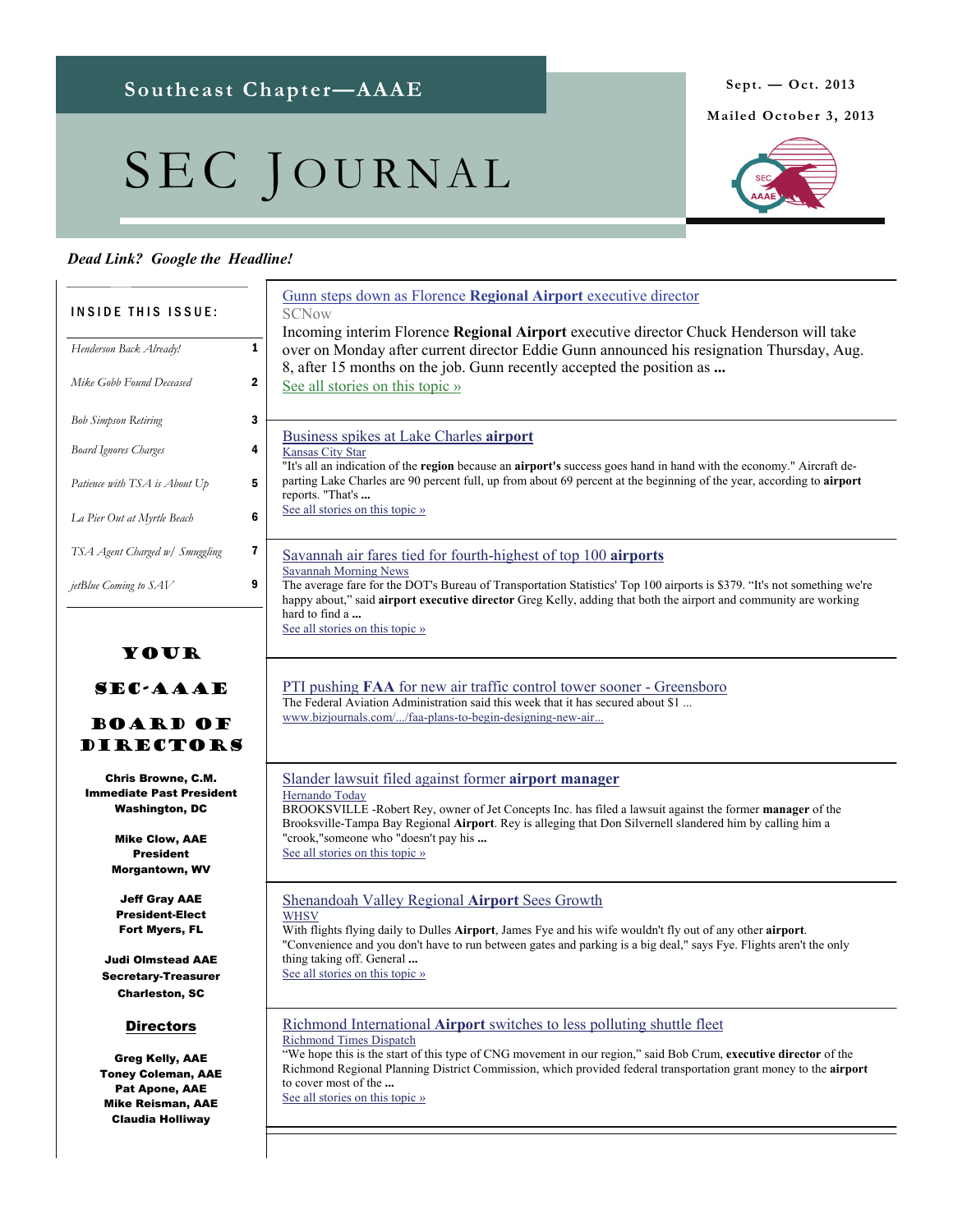Southeast Chapter—AAAE

# SEC Journal

Sept. — Oct. 2013

Mailed October 3, 2013

***Dead Link? Google the Headline!***

**INSIDE THIS ISSUE:**

| | |
|---|---|
| *Henderson Back Already!* | 1 |
| *Mike Gobb Found Deceased* | 2 |
| *Bob Simpson Retiring* | 3 |
| *Board Ignores Charges* | 4 |
| *Patience with TSA is About Up* | 5 |
| *La Pier Out at Myrtle Beach* | 6 |
| *TSA Agent Charged w/ Smuggling* | 7 |
| *jetBlue Coming to SAV* | 9 |

## YOUR SEC-AAAE BOARD OF DIRECTORS

**Chris Browne, C.M.**
**Immediate Past President**
**Washington, DC**

**Mike Clow, AAE**
**President**
**Morgantown, WV**

**Jeff Gray AAE**
**President-Elect**
**Fort Myers, FL**

**Judi Olmstead AAE**
**Secretary-Treasurer**
**Charleston, SC**

**Directors**

**Greg Kelly, AAE**
**Toney Coleman, AAE**
**Pat Apone, AAE**
**Mike Reisman, AAE**
**Claudia Holliway**

---

### Gunn steps down as Florence **Regional Airport** executive director

SCNow

Incoming interim Florence **Regional Airport** executive director Chuck Henderson will take over on Monday after current director Eddie Gunn announced his resignation Thursday, Aug. 8, after 15 months on the job. Gunn recently accepted the position as **...**

See all stories on this topic »

### Business spikes at Lake Charles **airport**

Kansas City Star

"It's all an indication of the **region** because an **airport's** success goes hand in hand with the economy." Aircraft departing Lake Charles are 90 percent full, up from about 69 percent at the beginning of the year, according to **airport** reports. "That's **...**

See all stories on this topic »

### Savannah air fares tied for fourth-highest of top 100 **airports**

Savannah Morning News

The average fare for the DOT's Bureau of Transportation Statistics' Top 100 airports is $379. "It's not something we're happy about," said **airport executive director** Greg Kelly, adding that both the airport and community are working hard to find a **...**

See all stories on this topic »

### PTI pushing **FAA** for new air traffic control tower sooner - Greensboro

The Federal Aviation Administration said this week that it has secured about $1 ...

www.bizjournals.com/.../faa-plans-to-begin-designing-new-air...

### Slander lawsuit filed against former **airport manager**

Hernando Today

BROOKSVILLE -Robert Rey, owner of Jet Concepts Inc. has filed a lawsuit against the former **manager** of the Brooksville-Tampa Bay Regional **Airport**. Rey is alleging that Don Silvernell slandered him by calling him a "crook,"someone who "doesn't pay his **...**

See all stories on this topic »

### Shenandoah Valley Regional **Airport** Sees Growth

WHSV

With flights flying daily to Dulles **Airport**, James Fye and his wife wouldn't fly out of any other **airport**. "Convenience and you don't have to run between gates and parking is a big deal," says Fye. Flights aren't the only thing taking off. General **...**

See all stories on this topic »

### Richmond International **Airport** switches to less polluting shuttle fleet

Richmond Times Dispatch

"We hope this is the start of this type of CNG movement in our region," said Bob Crum, **executive director** of the Richmond Regional Planning District Commission, which provided federal transportation grant money to the **airport** to cover most of the **...**

See all stories on this topic »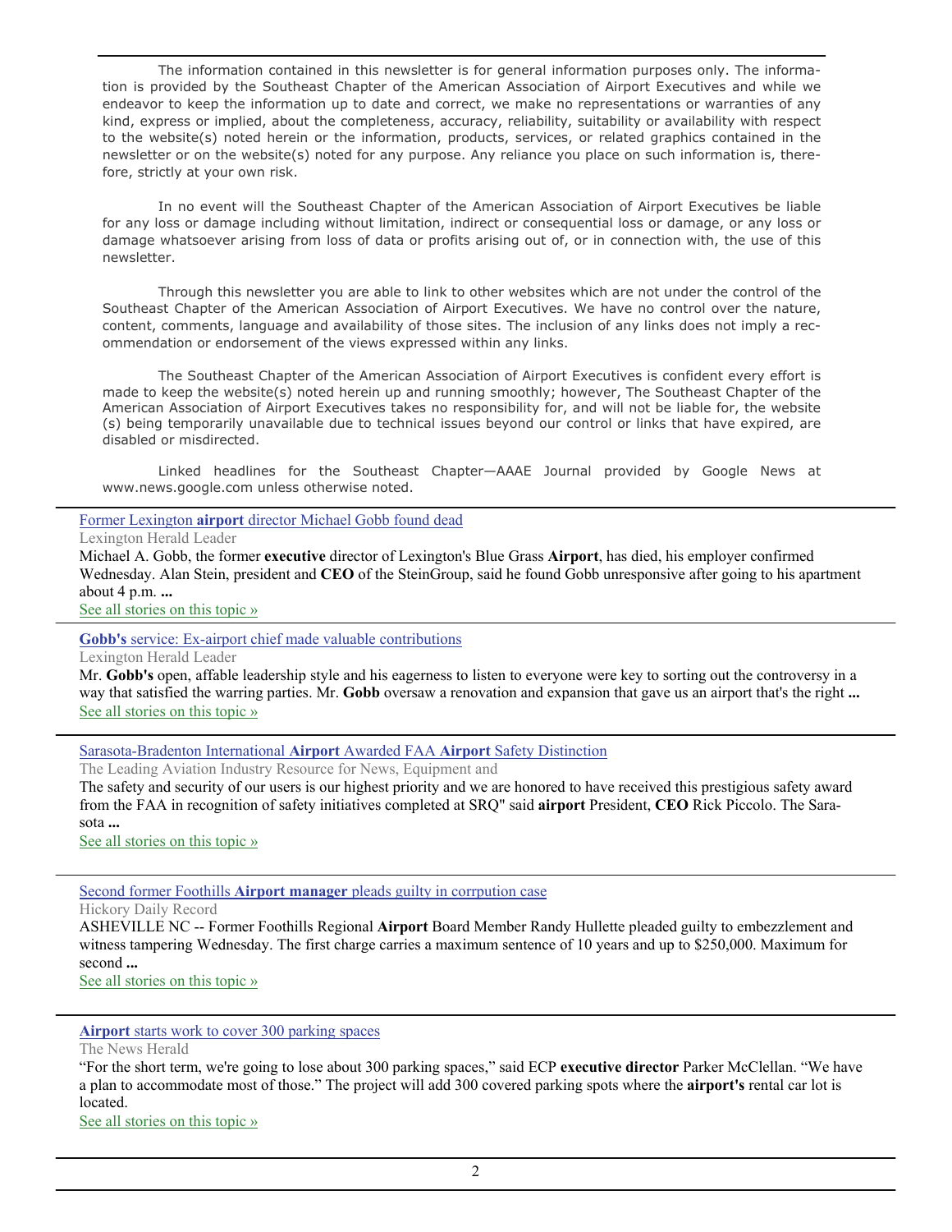The information contained in this newsletter is for general information purposes only. The information is provided by the Southeast Chapter of the American Association of Airport Executives and while we endeavor to keep the information up to date and correct, we make no representations or warranties of any kind, express or implied, about the completeness, accuracy, reliability, suitability or availability with respect to the website(s) noted herein or the information, products, services, or related graphics contained in the newsletter or on the website(s) noted for any purpose. Any reliance you place on such information is, therefore, strictly at your own risk.

In no event will the Southeast Chapter of the American Association of Airport Executives be liable for any loss or damage including without limitation, indirect or consequential loss or damage, or any loss or damage whatsoever arising from loss of data or profits arising out of, or in connection with, the use of this newsletter.

Through this newsletter you are able to link to other websites which are not under the control of the Southeast Chapter of the American Association of Airport Executives. We have no control over the nature, content, comments, language and availability of those sites. The inclusion of any links does not imply a recommendation or endorsement of the views expressed within any links.

The Southeast Chapter of the American Association of Airport Executives is confident every effort is made to keep the website(s) noted herein up and running smoothly; however, The Southeast Chapter of the American Association of Airport Executives takes no responsibility for, and will not be liable for, the website (s) being temporarily unavailable due to technical issues beyond our control or links that have expired, are disabled or misdirected.

Linked headlines for the Southeast Chapter—AAAE Journal provided by Google News at www.news.google.com unless otherwise noted.

---

Former Lexington **airport** director Michael Gobb found dead

Lexington Herald Leader

Michael A. Gobb, the former **executive** director of Lexington's Blue Grass **Airport**, has died, his employer confirmed Wednesday. Alan Stein, president and **CEO** of the SteinGroup, said he found Gobb unresponsive after going to his apartment about 4 p.m. **...**

See all stories on this topic »

---

**Gobb's** service: Ex-airport chief made valuable contributions

Lexington Herald Leader

Mr. **Gobb's** open, affable leadership style and his eagerness to listen to everyone were key to sorting out the controversy in a way that satisfied the warring parties. Mr. **Gobb** oversaw a renovation and expansion that gave us an airport that's the right **...**

See all stories on this topic »

---

Sarasota-Bradenton International **Airport** Awarded FAA **Airport** Safety Distinction

The Leading Aviation Industry Resource for News, Equipment and

The safety and security of our users is our highest priority and we are honored to have received this prestigious safety award from the FAA in recognition of safety initiatives completed at SRQ" said **airport** President, **CEO** Rick Piccolo. The Sarasota **...**

See all stories on this topic »

---

Second former Foothills **Airport manager** pleads guilty in corrpution case

Hickory Daily Record

ASHEVILLE NC -- Former Foothills Regional **Airport** Board Member Randy Hullette pleaded guilty to embezzlement and witness tampering Wednesday. The first charge carries a maximum sentence of 10 years and up to $250,000. Maximum for second **...**

See all stories on this topic »

---

**Airport** starts work to cover 300 parking spaces

The News Herald

"For the short term, we're going to lose about 300 parking spaces," said ECP **executive director** Parker McClellan. "We have a plan to accommodate most of those." The project will add 300 covered parking spots where the **airport's** rental car lot is located.

See all stories on this topic »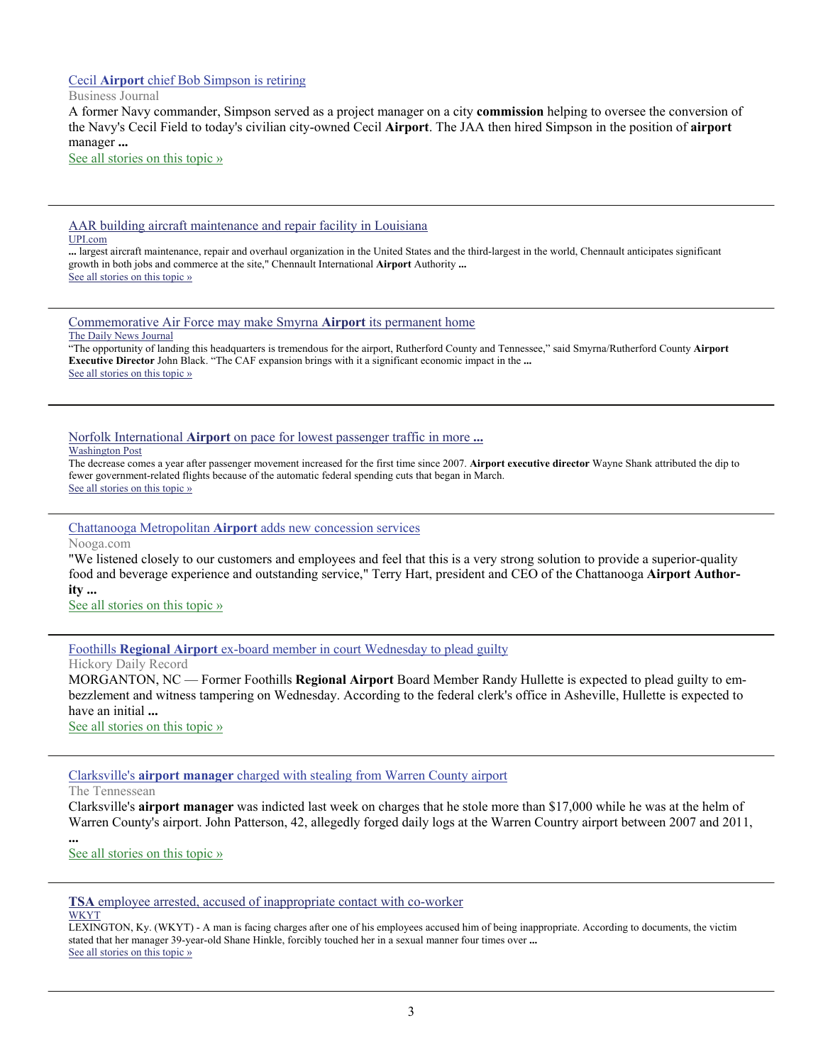[Cecil **Airport** chief Bob Simpson is retiring]

Business Journal

A former Navy commander, Simpson served as a project manager on a city **commission** helping to oversee the conversion of the Navy's Cecil Field to today's civilian city-owned Cecil **Airport**. The JAA then hired Simpson in the position of **airport** manager **...**

See all stories on this topic »

---

AAR building aircraft maintenance and repair facility in Louisiana

UPI.com

**...** largest aircraft maintenance, repair and overhaul organization in the United States and the third-largest in the world, Chennault anticipates significant growth in both jobs and commerce at the site," Chennault International **Airport** Authority **...**

See all stories on this topic »

---

Commemorative Air Force may make Smyrna **Airport** its permanent home

The Daily News Journal

"The opportunity of landing this headquarters is tremendous for the airport, Rutherford County and Tennessee," said Smyrna/Rutherford County **Airport Executive Director** John Black. "The CAF expansion brings with it a significant economic impact in the **...**

See all stories on this topic »

---

Norfolk International **Airport** on pace for lowest passenger traffic in more **...**

Washington Post

The decrease comes a year after passenger movement increased for the first time since 2007. **Airport executive director** Wayne Shank attributed the dip to fewer government-related flights because of the automatic federal spending cuts that began in March.

See all stories on this topic »

---

Chattanooga Metropolitan **Airport** adds new concession services

Nooga.com

"We listened closely to our customers and employees and feel that this is a very strong solution to provide a superior-quality food and beverage experience and outstanding service," Terry Hart, president and CEO of the Chattanooga **Airport Authority ...**

See all stories on this topic »

---

Foothills **Regional Airport** ex-board member in court Wednesday to plead guilty

Hickory Daily Record

MORGANTON, NC — Former Foothills **Regional Airport** Board Member Randy Hullette is expected to plead guilty to embezzlement and witness tampering on Wednesday. According to the federal clerk's office in Asheville, Hullette is expected to have an initial **...**

See all stories on this topic »

---

Clarksville's **airport manager** charged with stealing from Warren County airport

The Tennessean

Clarksville's **airport manager** was indicted last week on charges that he stole more than $17,000 while he was at the helm of Warren County's airport. John Patterson, 42, allegedly forged daily logs at the Warren Country airport between 2007 and 2011, **...**

See all stories on this topic »

---

**TSA** employee arrested, accused of inappropriate contact with co-worker

WKYT

LEXINGTON, Ky. (WKYT) - A man is facing charges after one of his employees accused him of being inappropriate. According to documents, the victim stated that her manager 39-year-old Shane Hinkle, forcibly touched her in a sexual manner four times over **...**

See all stories on this topic »

---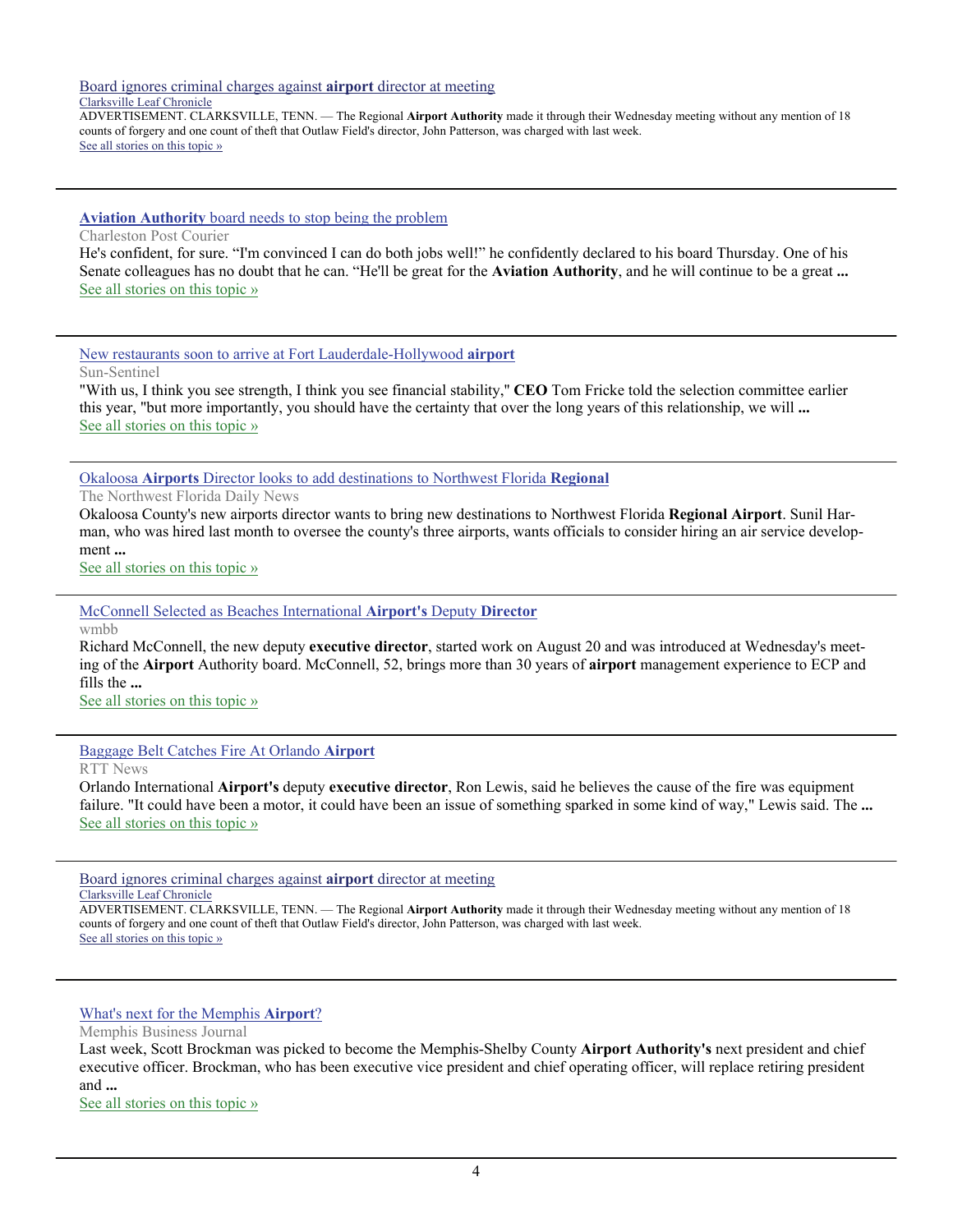[Board ignores criminal charges against **airport** director at meeting]

[Clarksville Leaf Chronicle]

ADVERTISEMENT. CLARKSVILLE, TENN. — The Regional **Airport Authority** made it through their Wednesday meeting without any mention of 18 counts of forgery and one count of theft that Outlaw Field's director, John Patterson, was charged with last week.

[See all stories on this topic »]

---

[**Aviation Authority** board needs to stop being the problem]

Charleston Post Courier

He's confident, for sure. "I'm convinced I can do both jobs well!" he confidently declared to his board Thursday. One of his Senate colleagues has no doubt that he can. "He'll be great for the **Aviation Authority**, and he will continue to be a great **...**

[See all stories on this topic »]

---

[New restaurants soon to arrive at Fort Lauderdale-Hollywood **airport**]

Sun-Sentinel

"With us, I think you see strength, I think you see financial stability," **CEO** Tom Fricke told the selection committee earlier this year, "but more importantly, you should have the certainty that over the long years of this relationship, we will **...**

[See all stories on this topic »]

---

[Okaloosa **Airports** Director looks to add destinations to Northwest Florida **Regional**]

The Northwest Florida Daily News

Okaloosa County's new airports director wants to bring new destinations to Northwest Florida **Regional Airport**. Sunil Harman, who was hired last month to oversee the county's three airports, wants officials to consider hiring an air service development **...**

[See all stories on this topic »]

---

[McConnell Selected as Beaches International **Airport's** Deputy **Director**]

wmbb

Richard McConnell, the new deputy **executive director**, started work on August 20 and was introduced at Wednesday's meeting of the **Airport** Authority board. McConnell, 52, brings more than 30 years of **airport** management experience to ECP and fills the **...**

[See all stories on this topic »]

---

[Baggage Belt Catches Fire At Orlando **Airport**]

RTT News

Orlando International **Airport's** deputy **executive director**, Ron Lewis, said he believes the cause of the fire was equipment failure. "It could have been a motor, it could have been an issue of something sparked in some kind of way," Lewis said. The **...**

[See all stories on this topic »]

---

[Board ignores criminal charges against **airport** director at meeting]

[Clarksville Leaf Chronicle]

ADVERTISEMENT. CLARKSVILLE, TENN. — The Regional **Airport Authority** made it through their Wednesday meeting without any mention of 18 counts of forgery and one count of theft that Outlaw Field's director, John Patterson, was charged with last week.

[See all stories on this topic »]

---

[What's next for the Memphis **Airport**?]

Memphis Business Journal

Last week, Scott Brockman was picked to become the Memphis-Shelby County **Airport Authority's** next president and chief executive officer. Brockman, who has been executive vice president and chief operating officer, will replace retiring president and **...**

[See all stories on this topic »]

---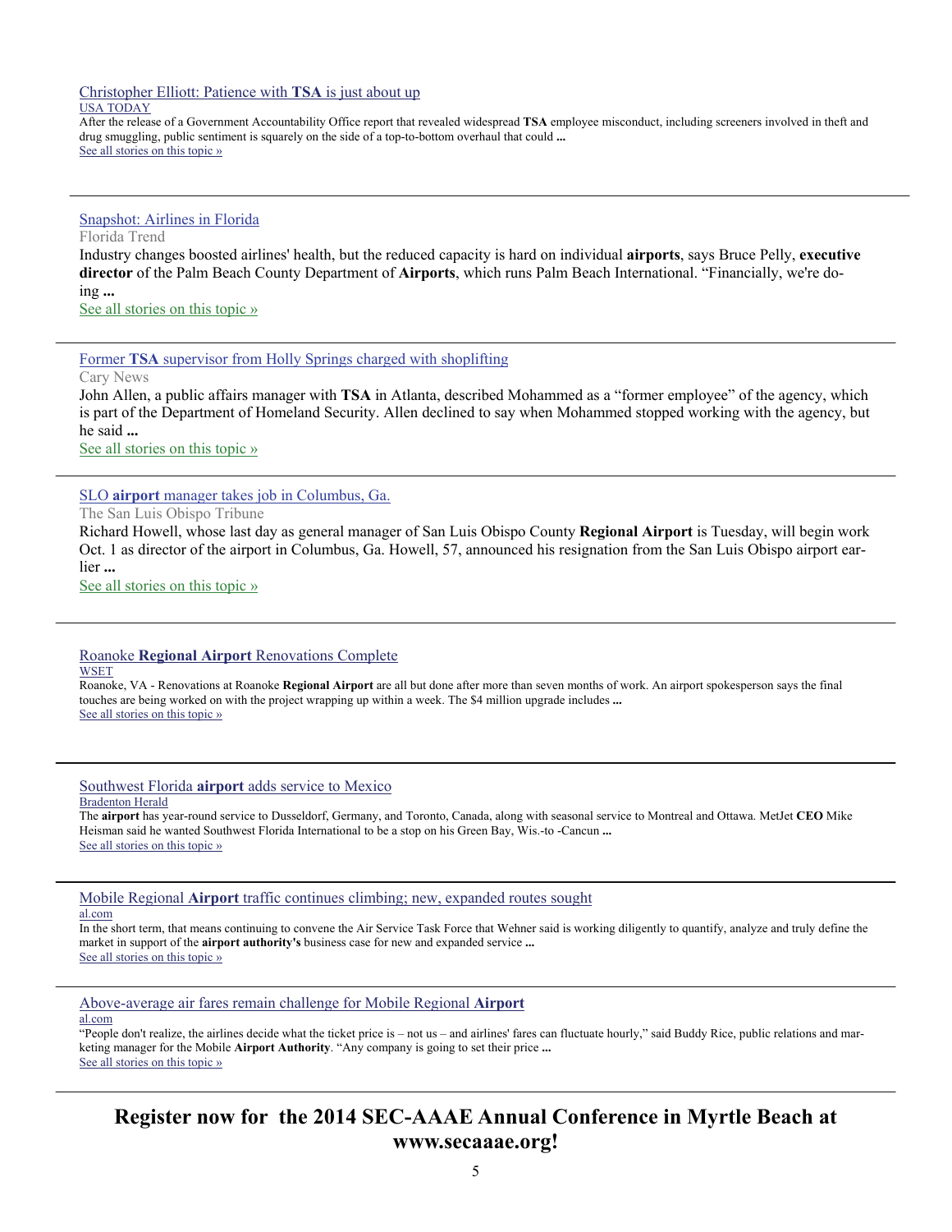Christopher Elliott: Patience with **TSA** is just about up

USA TODAY

After the release of a Government Accountability Office report that revealed widespread **TSA** employee misconduct, including screeners involved in theft and drug smuggling, public sentiment is squarely on the side of a top-to-bottom overhaul that could **...**

See all stories on this topic »

---

Snapshot: Airlines in Florida

Florida Trend

Industry changes boosted airlines' health, but the reduced capacity is hard on individual **airports**, says Bruce Pelly, **executive director** of the Palm Beach County Department of **Airports**, which runs Palm Beach International. "Financially, we're doing **...**

See all stories on this topic »

---

Former **TSA** supervisor from Holly Springs charged with shoplifting

Cary News

John Allen, a public affairs manager with **TSA** in Atlanta, described Mohammed as a "former employee" of the agency, which is part of the Department of Homeland Security. Allen declined to say when Mohammed stopped working with the agency, but he said **...**

See all stories on this topic »

---

SLO **airport** manager takes job in Columbus, Ga.

The San Luis Obispo Tribune

Richard Howell, whose last day as general manager of San Luis Obispo County **Regional Airport** is Tuesday, will begin work Oct. 1 as director of the airport in Columbus, Ga. Howell, 57, announced his resignation from the San Luis Obispo airport earlier **...**

See all stories on this topic »

---

Roanoke **Regional Airport** Renovations Complete

WSET

Roanoke, VA - Renovations at Roanoke **Regional Airport** are all but done after more than seven months of work. An airport spokesperson says the final touches are being worked on with the project wrapping up within a week. The $4 million upgrade includes **...**

See all stories on this topic »

---

Southwest Florida **airport** adds service to Mexico

Bradenton Herald

The **airport** has year-round service to Dusseldorf, Germany, and Toronto, Canada, along with seasonal service to Montreal and Ottawa. MetJet **CEO** Mike Heisman said he wanted Southwest Florida International to be a stop on his Green Bay, Wis.-to -Cancun **...**

See all stories on this topic »

---

Mobile Regional **Airport** traffic continues climbing; new, expanded routes sought

al.com

In the short term, that means continuing to convene the Air Service Task Force that Wehner said is working diligently to quantify, analyze and truly define the market in support of the **airport authority's** business case for new and expanded service **...**

See all stories on this topic »

---

Above-average air fares remain challenge for Mobile Regional **Airport**

al.com

"People don't realize, the airlines decide what the ticket price is – not us – and airlines' fares can fluctuate hourly," said Buddy Rice, public relations and marketing manager for the Mobile **Airport Authority**. "Any company is going to set their price **...**

See all stories on this topic »

---

**Register now for the 2014 SEC-AAAE Annual Conference in Myrtle Beach at www.secaaae.org!**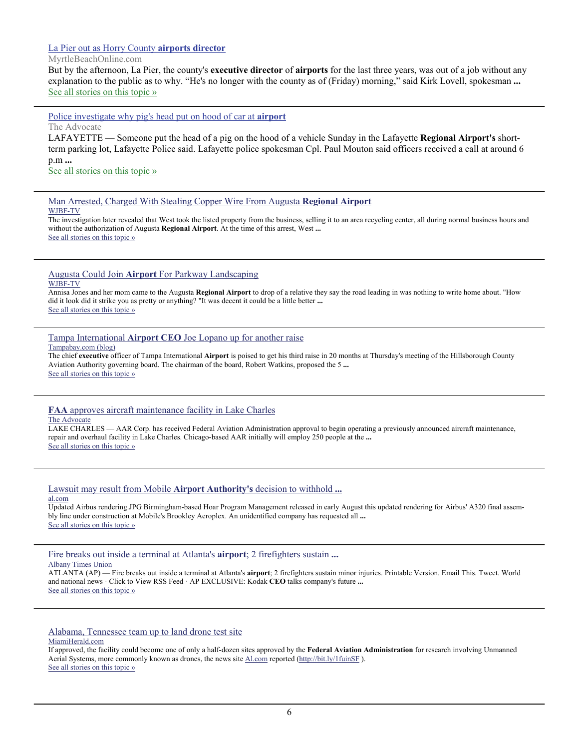[La Pier out as Horry County **airports director**]

MyrtleBeachOnline.com

But by the afternoon, La Pier, the county's **executive director** of **airports** for the last three years, was out of a job without any explanation to the public as to why. "He's no longer with the county as of (Friday) morning," said Kirk Lovell, spokesman **...**

See all stories on this topic »

---

Police investigate why pig's head put on hood of car at **airport**

The Advocate

LAFAYETTE — Someone put the head of a pig on the hood of a vehicle Sunday in the Lafayette **Regional Airport's** short-term parking lot, Lafayette Police said. Lafayette police spokesman Cpl. Paul Mouton said officers received a call at around 6 p.m **...**

See all stories on this topic »

---

Man Arrested, Charged With Stealing Copper Wire From Augusta **Regional Airport**

WJBF-TV

The investigation later revealed that West took the listed property from the business, selling it to an area recycling center, all during normal business hours and without the authorization of Augusta **Regional Airport**. At the time of this arrest, West **...**

See all stories on this topic »

---

Augusta Could Join **Airport** For Parkway Landscaping

WJBF-TV

Annisa Jones and her mom came to the Augusta **Regional Airport** to drop of a relative they say the road leading in was nothing to write home about. "How did it look did it strike you as pretty or anything? "It was decent it could be a little better **...**

See all stories on this topic »

---

Tampa International **Airport CEO** Joe Lopano up for another raise

Tampabay.com (blog)

The chief **executive** officer of Tampa International **Airport** is poised to get his third raise in 20 months at Thursday's meeting of the Hillsborough County Aviation Authority governing board. The chairman of the board, Robert Watkins, proposed the 5 **...**

See all stories on this topic »

---

**FAA** approves aircraft maintenance facility in Lake Charles

The Advocate

LAKE CHARLES — AAR Corp. has received Federal Aviation Administration approval to begin operating a previously announced aircraft maintenance, repair and overhaul facility in Lake Charles. Chicago-based AAR initially will employ 250 people at the **...**

See all stories on this topic »

---

Lawsuit may result from Mobile **Airport Authority's** decision to withhold **...**

al.com

Updated Airbus rendering.JPG Birmingham-based Hoar Program Management released in early August this updated rendering for Airbus' A320 final assembly line under construction at Mobile's Brookley Aeroplex. An unidentified company has requested all **...**

See all stories on this topic »

---

Fire breaks out inside a terminal at Atlanta's **airport**; 2 firefighters sustain **...**

Albany Times Union

ATLANTA (AP) — Fire breaks out inside a terminal at Atlanta's **airport**; 2 firefighters sustain minor injuries. Printable Version. Email This. Tweet. World and national news · Click to View RSS Feed · AP EXCLUSIVE: Kodak **CEO** talks company's future **...**

See all stories on this topic »

---

Alabama, Tennessee team up to land drone test site

MiamiHerald.com

If approved, the facility could become one of only a half-dozen sites approved by the **Federal Aviation Administration** for research involving Unmanned Aerial Systems, more commonly known as drones, the news site Al.com reported (http://bit.ly/1fuinSF ).

See all stories on this topic »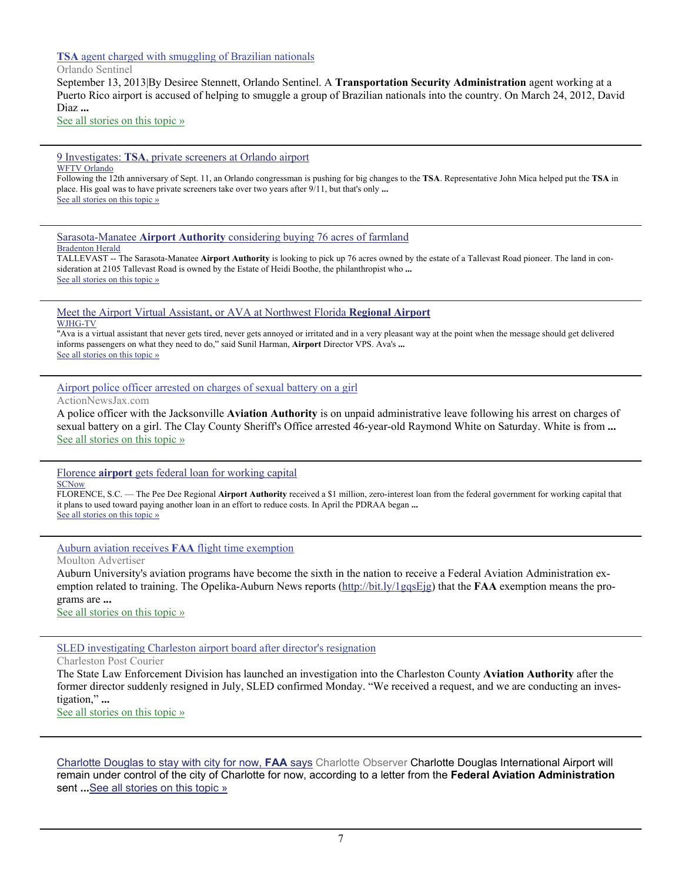[**TSA** agent charged with smuggling of Brazilian nationals]
Orlando Sentinel
September 13, 2013|By Desiree Stennett, Orlando Sentinel. A **Transportation Security Administration** agent working at a Puerto Rico airport is accused of helping to smuggle a group of Brazilian nationals into the country. On March 24, 2012, David Diaz **...**
See all stories on this topic »

---

9 Investigates: **TSA**, private screeners at Orlando airport
WFTV Orlando
Following the 12th anniversary of Sept. 11, an Orlando congressman is pushing for big changes to the **TSA**. Representative John Mica helped put the **TSA** in place. His goal was to have private screeners take over two years after 9/11, but that's only **...**
See all stories on this topic »

---

Sarasota-Manatee **Airport Authority** considering buying 76 acres of farmland
Bradenton Herald
TALLEVAST -- The Sarasota-Manatee **Airport Authority** is looking to pick up 76 acres owned by the estate of a Tallevast Road pioneer. The land in consideration at 2105 Tallevast Road is owned by the Estate of Heidi Boothe, the philanthropist who **...**
See all stories on this topic »

---

Meet the Airport Virtual Assistant, or AVA at Northwest Florida **Regional Airport**
WJHG-TV
"Ava is a virtual assistant that never gets tired, never gets annoyed or irritated and in a very pleasant way at the point when the message should get delivered informs passengers on what they need to do," said Sunil Harman, **Airport** Director VPS. Ava's **...**
See all stories on this topic »

---

Airport police officer arrested on charges of sexual battery on a girl
ActionNewsJax.com
A police officer with the Jacksonville **Aviation Authority** is on unpaid administrative leave following his arrest on charges of sexual battery on a girl. The Clay County Sheriff's Office arrested 46-year-old Raymond White on Saturday. White is from **...**
See all stories on this topic »

---

Florence **airport** gets federal loan for working capital
SCNow
FLORENCE, S.C. — The Pee Dee Regional **Airport Authority** received a $1 million, zero-interest loan from the federal government for working capital that it plans to used toward paying another loan in an effort to reduce costs. In April the PDRAA began **...**
See all stories on this topic »

---

Auburn aviation receives **FAA** flight time exemption
Moulton Advertiser
Auburn University's aviation programs have become the sixth in the nation to receive a Federal Aviation Administration exemption related to training. The Opelika-Auburn News reports (http://bit.ly/1gqsEjg) that the **FAA** exemption means the programs are **...**
See all stories on this topic »

---

SLED investigating Charleston airport board after director's resignation
Charleston Post Courier
The State Law Enforcement Division has launched an investigation into the Charleston County **Aviation Authority** after the former director suddenly resigned in July, SLED confirmed Monday. "We received a request, and we are conducting an investigation," **...**
See all stories on this topic »

---

Charlotte Douglas to stay with city for now, **FAA** says Charlotte Observer Charlotte Douglas International Airport will remain under control of the city of Charlotte for now, according to a letter from the **Federal Aviation Administration** sent **...**See all stories on this topic »

---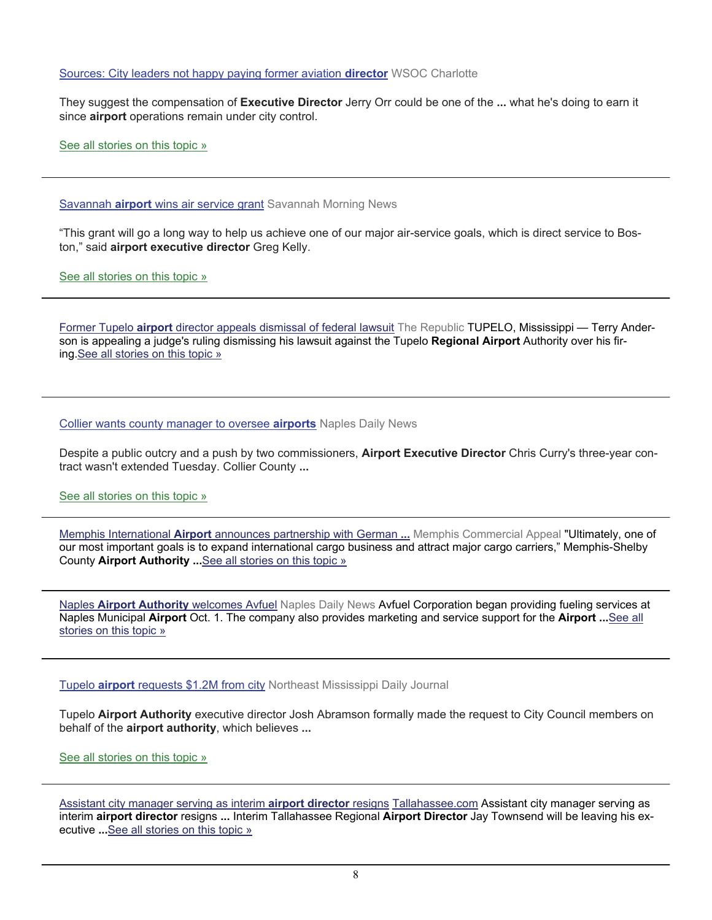Sources: City leaders not happy paying former aviation **director** WSOC Charlotte

They suggest the compensation of **Executive Director** Jerry Orr could be one of the **...** what he's doing to earn it since **airport** operations remain under city control.

See all stories on this topic »

---

Savannah **airport** wins air service grant Savannah Morning News

"This grant will go a long way to help us achieve one of our major air-service goals, which is direct service to Boston," said **airport executive director** Greg Kelly.

See all stories on this topic »

---

Former Tupelo **airport** director appeals dismissal of federal lawsuit The Republic TUPELO, Mississippi — Terry Anderson is appealing a judge's ruling dismissing his lawsuit against the Tupelo **Regional Airport** Authority over his firing. See all stories on this topic »

---

Collier wants county manager to oversee **airports** Naples Daily News

Despite a public outcry and a push by two commissioners, **Airport Executive Director** Chris Curry's three-year contract wasn't extended Tuesday. Collier County **...**

See all stories on this topic »

---

Memphis International **Airport** announces partnership with German **...** Memphis Commercial Appeal "Ultimately, one of our most important goals is to expand international cargo business and attract major cargo carriers," Memphis-Shelby County **Airport Authority ...** See all stories on this topic »

---

Naples **Airport Authority** welcomes Avfuel Naples Daily News Avfuel Corporation began providing fueling services at Naples Municipal **Airport** Oct. 1. The company also provides marketing and service support for the **Airport ...** See all stories on this topic »

---

Tupelo **airport** requests $1.2M from city Northeast Mississippi Daily Journal

Tupelo **Airport Authority** executive director Josh Abramson formally made the request to City Council members on behalf of the **airport authority**, which believes **...**

See all stories on this topic »

---

Assistant city manager serving as interim **airport director** resigns Tallahassee.com Assistant city manager serving as interim **airport director** resigns **...** Interim Tallahassee Regional **Airport Director** Jay Townsend will be leaving his executive **...** See all stories on this topic »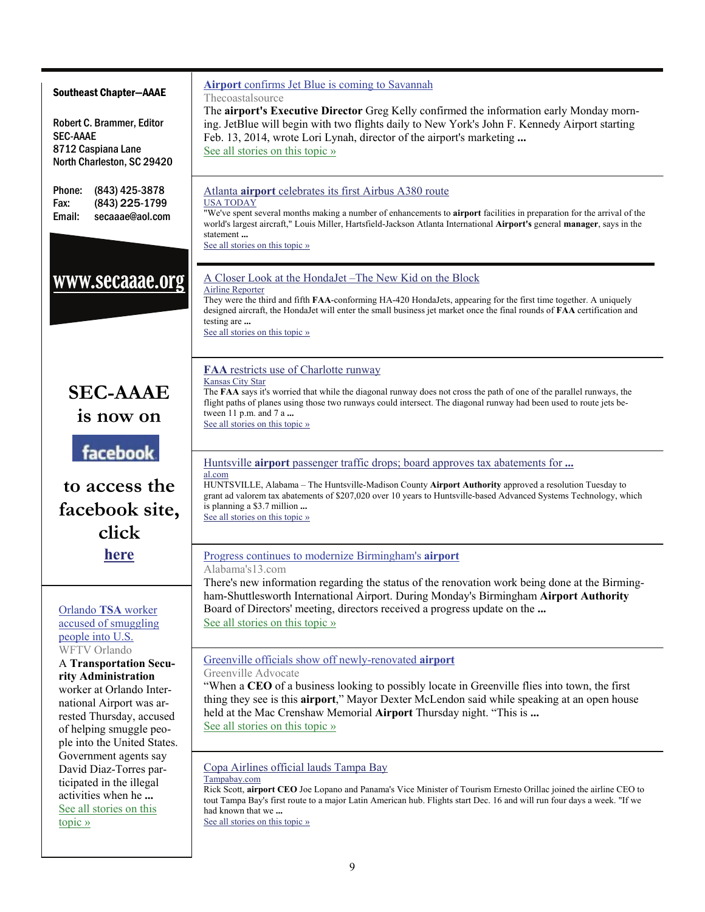**Southeast Chapter—AAAE**

Robert C. Brammer, Editor
SEC-AAAE
8712 Caspiana Lane
North Charleston, SC 29420

Phone: (843) 425-3878
Fax: (843) 225-1799
Email: secaaae@aol.com

**www.secaaae.org**

## SEC-AAAE is now on facebook

## to access the facebook site, click here

[Orlando **TSA** worker accused of smuggling people into U.S.]
WFTV Orlando
A **Transportation Security Administration** worker at Orlando International Airport was arrested Thursday, accused of helping smuggle people into the United States. Government agents say David Diaz-Torres participated in the illegal activities when he **...**
See all stories on this topic »

---

### **Airport** confirms Jet Blue is coming to Savannah
Thecoastalsource
The **airport's Executive Director** Greg Kelly confirmed the information early Monday morning. JetBlue will begin with two flights daily to New York's John F. Kennedy Airport starting Feb. 13, 2014, wrote Lori Lynah, director of the airport's marketing **...**
See all stories on this topic »

### Atlanta **airport** celebrates its first Airbus A380 route
USA TODAY
"We've spent several months making a number of enhancements to **airport** facilities in preparation for the arrival of the world's largest aircraft," Louis Miller, Hartsfield-Jackson Atlanta International **Airport's** general **manager**, says in the statement **...**
See all stories on this topic »

### A Closer Look at the HondaJet –The New Kid on the Block
Airline Reporter
They were the third and fifth **FAA**-conforming HA-420 HondaJets, appearing for the first time together. A uniquely designed aircraft, the HondaJet will enter the small business jet market once the final rounds of **FAA** certification and testing are **...**
See all stories on this topic »

### **FAA** restricts use of Charlotte runway
Kansas City Star
The **FAA** says it's worried that while the diagonal runway does not cross the path of one of the parallel runways, the flight paths of planes using those two runways could intersect. The diagonal runway had been used to route jets between 11 p.m. and 7 a **...**
See all stories on this topic »

### Huntsville **airport** passenger traffic drops; board approves tax abatements for **...**
al.com
HUNTSVILLE, Alabama – The Huntsville-Madison County **Airport Authority** approved a resolution Tuesday to grant ad valorem tax abatements of $207,020 over 10 years to Huntsville-based Advanced Systems Technology, which is planning a $3.7 million **...**
See all stories on this topic »

### Progress continues to modernize Birmingham's **airport**
Alabama's13.com
There's new information regarding the status of the renovation work being done at the Birmingham-Shuttlesworth International Airport. During Monday's Birmingham **Airport Authority** Board of Directors' meeting, directors received a progress update on the **...**
See all stories on this topic »

### Greenville officials show off newly-renovated **airport**
Greenville Advocate
"When a **CEO** of a business looking to possibly locate in Greenville flies into town, the first thing they see is this **airport**," Mayor Dexter McLendon said while speaking at an open house held at the Mac Crenshaw Memorial **Airport** Thursday night. "This is **...**
See all stories on this topic »

### Copa Airlines official lauds Tampa Bay
Tampabay.com
Rick Scott, **airport CEO** Joe Lopano and Panama's Vice Minister of Tourism Ernesto Orillac joined the airline CEO to tout Tampa Bay's first route to a major Latin American hub. Flights start Dec. 16 and will run four days a week. "If we had known that we **...**
See all stories on this topic »